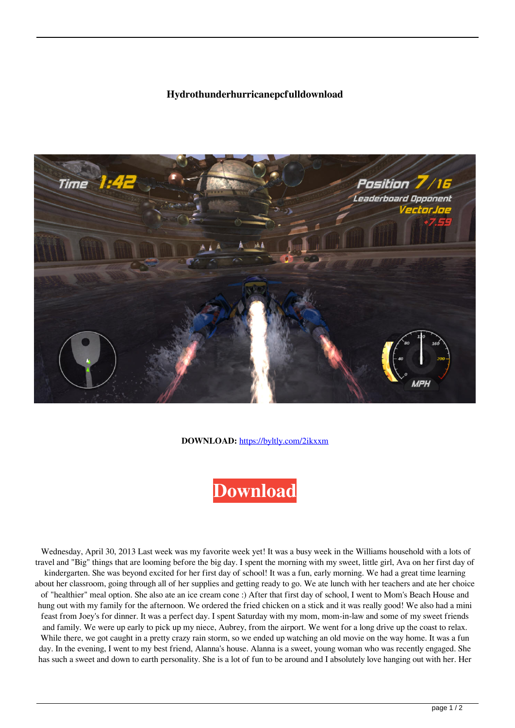# Hydrothunderhurricanepcfulldownload

**DOWNLOAD:** https://byltly.com/2ikxxm

Download

Wednesday, April 30, 2013 Last week was my favorite week yet! It was a busy week in the Williams household with a lots of travel and "Big" things that are looming before the big day. I spent the morning with my sweet, little girl, Ava on her first day of kindergarten. She was beyond excited for her first day of school! It was a fun, early morning. We had a great time learning about her classroom, going through all of her supplies and getting ready to go. We ate lunch with her teachers and ate her choice of "healthier" meal option. She also ate an ice cream cone :) After that first day of school, I went to Mom's Beach House and hung out with my family for the afternoon. We ordered the fried chicken on a stick and it was really good! We also had a mini feast from Joey's for dinner. It was a perfect day. I spent Saturday with my mom, mom-in-law and some of my sweet friends and family. We were up early to pick up my niece, Aubrey, from the airport. We went for a long drive up the coast to relax. While there, we got caught in a pretty crazy rain storm, so we ended up watching an old movie on the way home. It was a fun day. In the evening, I went to my best friend, Alanna's house. Alanna is a sweet, young woman who was recently engaged. She has such a sweet and down to earth personality. She is a lot of fun to be around and I absolutely love hanging out with her. Her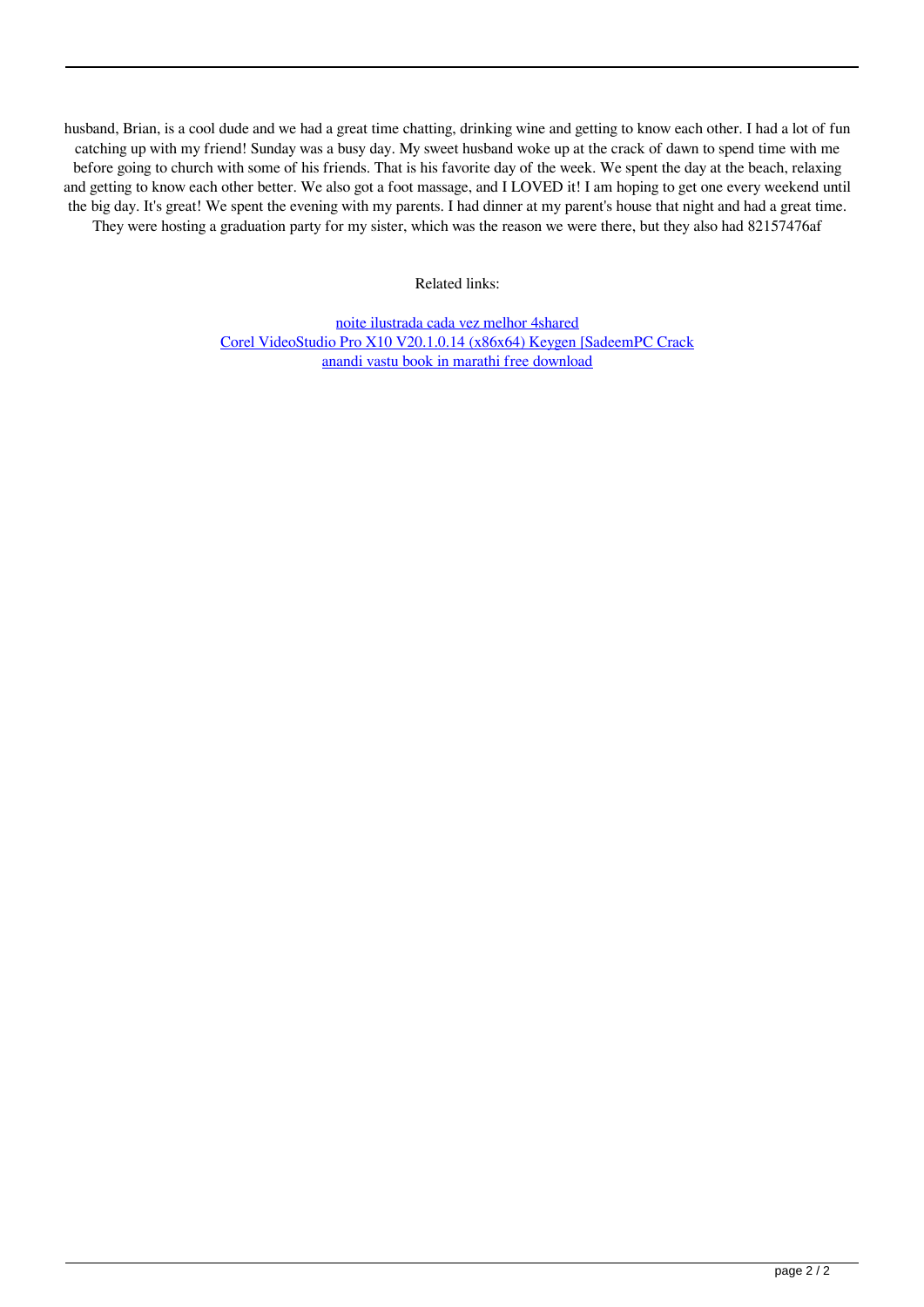husband, Brian, is a cool dude and we had a great time chatting, drinking wine and getting to know each other. I had a lot of fun catching up with my friend! Sunday was a busy day. My sweet husband woke up at the crack of dawn to spend time with me before going to church with some of his friends. That is his favorite day of the week. We spent the day at the beach, relaxing and getting to know each other better. We also got a foot massage, and I LOVED it! I am hoping to get one every weekend until the big day. It's great! We spent the evening with my parents. I had dinner at my parent's house that night and had a great time. They were hosting a graduation party for my sister, which was the reason we were there, but they also had 82157476af

Related links:

noite ilustrada cada vez melhor 4shared
Corel VideoStudio Pro X10 V20.1.0.14 (x86x64) Keygen [SadeemPC Crack
anandi vastu book in marathi free download